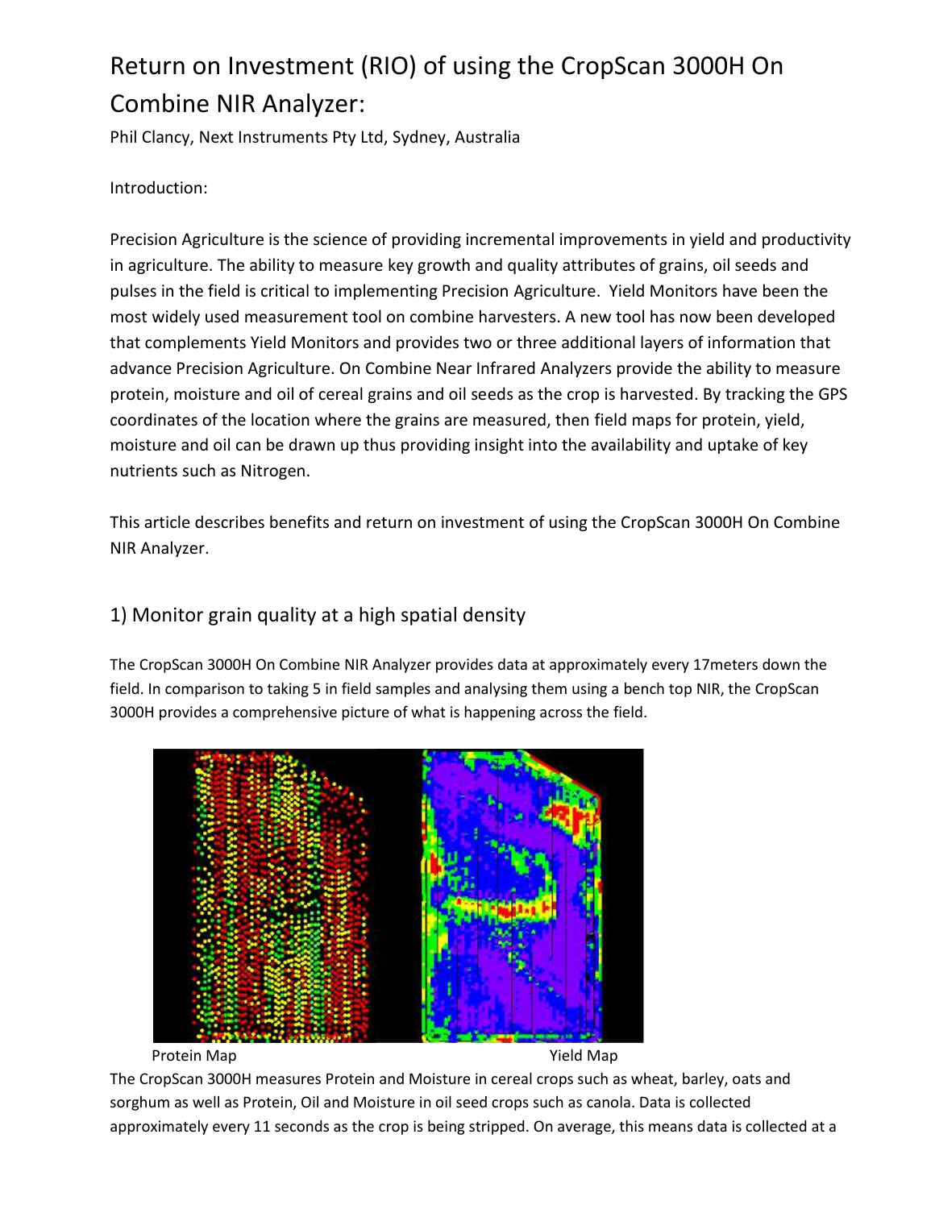# Return on Investment (RIO) of using the CropScan 3000H On Combine NIR Analyzer:

Phil Clancy, Next Instruments Pty Ltd, Sydney, Australia

Introduction:

Precision Agriculture is the science of providing incremental improvements in yield and productivity in agriculture. The ability to measure key growth and quality attributes of grains, oil seeds and pulses in the field is critical to implementing Precision Agriculture. Yield Monitors have been the most widely used measurement tool on combine harvesters. A new tool has now been developed that complements Yield Monitors and provides two or three additional layers of information that advance Precision Agriculture. On Combine Near Infrared Analyzers provide the ability to measure protein, moisture and oil of cereal grains and oil seeds as the crop is harvested. By tracking the GPS coordinates of the location where the grains are measured, then field maps for protein, yield, moisture and oil can be drawn up thus providing insight into the availability and uptake of key nutrients such as Nitrogen.

This article describes benefits and return on investment of using the CropScan 3000H On Combine NIR Analyzer.

## 1) Monitor grain quality at a high spatial density

The CropScan 3000H On Combine NIR Analyzer provides data at approximately every 17meters down the field. In comparison to taking 5 in field samples and analysing them using a bench top NIR, the CropScan 3000H provides a comprehensive picture of what is happening across the field.

Protein Map Yield Map

The CropScan 3000H measures Protein and Moisture in cereal crops such as wheat, barley, oats and sorghum as well as Protein, Oil and Moisture in oil seed crops such as canola. Data is collected approximately every 11 seconds as the crop is being stripped. On average, this means data is collected at a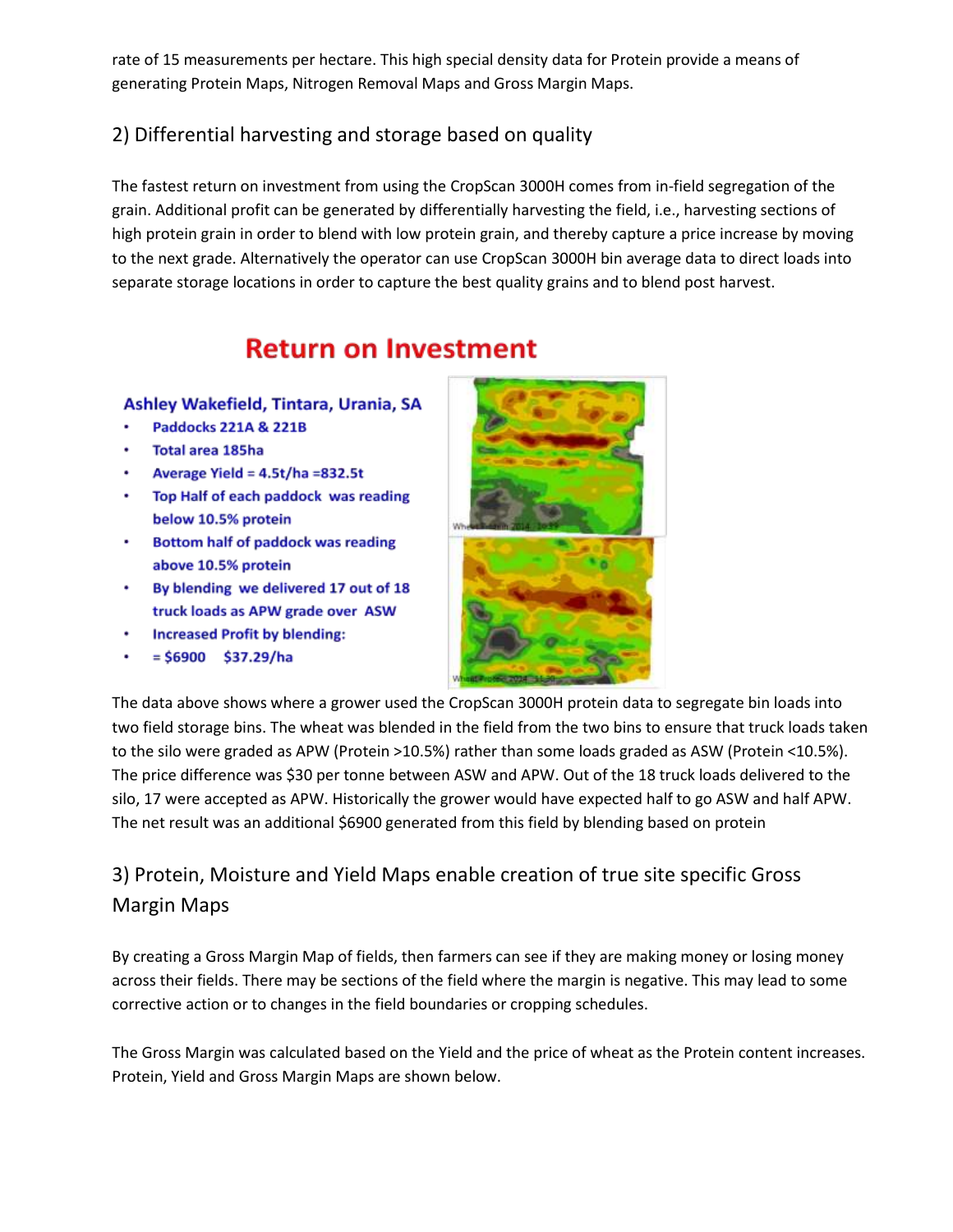rate of 15 measurements per hectare. This high special density data for Protein provide a means of generating Protein Maps, Nitrogen Removal Maps and Gross Margin Maps.

## 2) Differential harvesting and storage based on quality

The fastest return on investment from using the CropScan 3000H comes from in-field segregation of the grain. Additional profit can be generated by differentially harvesting the field, i.e., harvesting sections of high protein grain in order to blend with low protein grain, and thereby capture a price increase by moving to the next grade. Alternatively the operator can use CropScan 3000H bin average data to direct loads into separate storage locations in order to capture the best quality grains and to blend post harvest.

**Return on Investment**

**Ashley Wakefield, Tintara, Urania, SA**

- Paddocks 221A & 221B
- Total area 185ha
- Average Yield = 4.5t/ha =832.5t
- Top Half of each paddock was reading below 10.5% protein
- Bottom half of paddock was reading above 10.5% protein
- By blending we delivered 17 out of 18 truck loads as APW grade over ASW
- Increased Profit by blending:
- = $6900 $37.29/ha

The data above shows where a grower used the CropScan 3000H protein data to segregate bin loads into two field storage bins. The wheat was blended in the field from the two bins to ensure that truck loads taken to the silo were graded as APW (Protein >10.5%) rather than some loads graded as ASW (Protein <10.5%). The price difference was $30 per tonne between ASW and APW. Out of the 18 truck loads delivered to the silo, 17 were accepted as APW. Historically the grower would have expected half to go ASW and half APW. The net result was an additional $6900 generated from this field by blending based on protein

## 3) Protein, Moisture and Yield Maps enable creation of true site specific Gross Margin Maps

By creating a Gross Margin Map of fields, then farmers can see if they are making money or losing money across their fields. There may be sections of the field where the margin is negative. This may lead to some corrective action or to changes in the field boundaries or cropping schedules.

The Gross Margin was calculated based on the Yield and the price of wheat as the Protein content increases. Protein, Yield and Gross Margin Maps are shown below.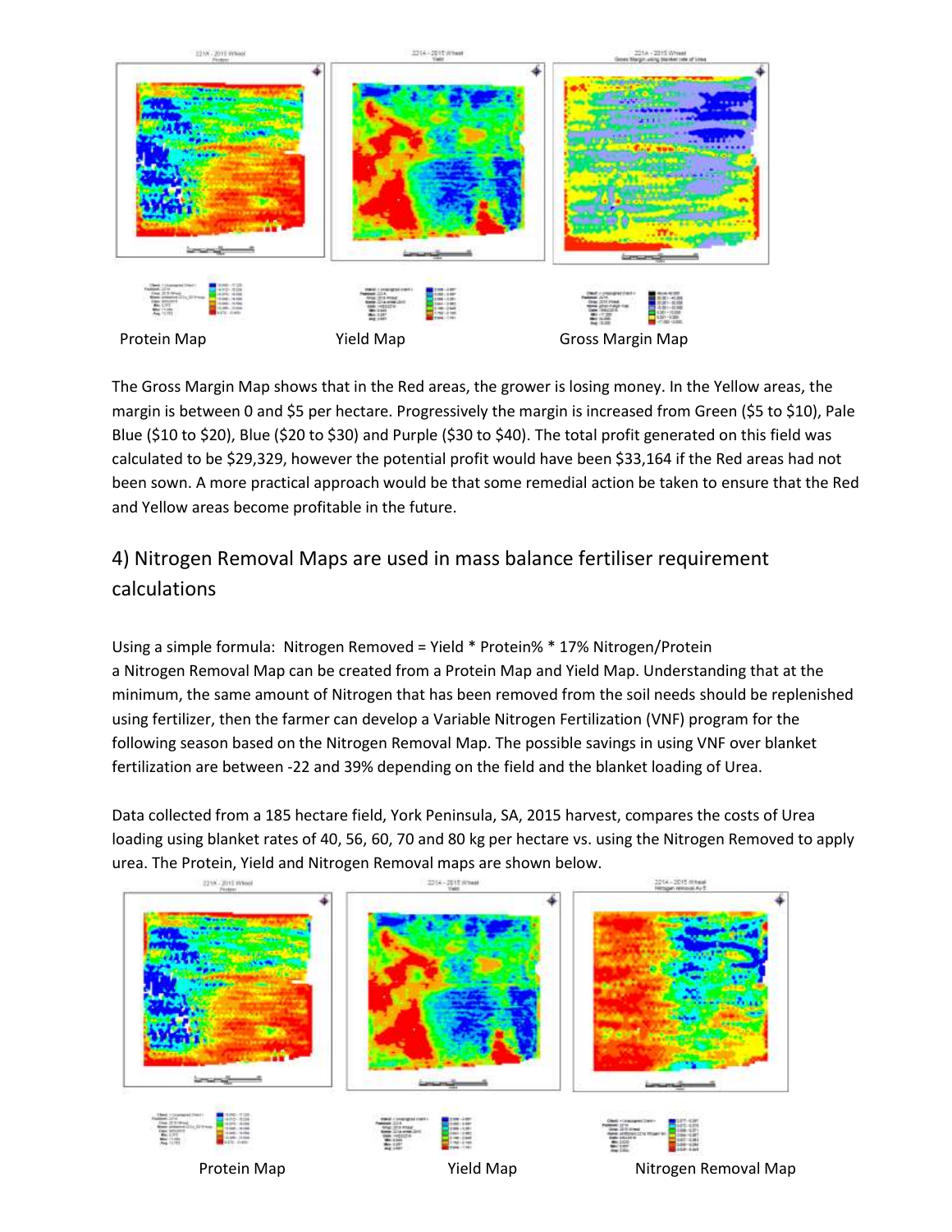Protein Map Yield Map Gross Margin Map

The Gross Margin Map shows that in the Red areas, the grower is losing money. In the Yellow areas, the margin is between 0 and $5 per hectare. Progressively the margin is increased from Green ($5 to $10), Pale Blue ($10 to $20), Blue ($20 to $30) and Purple ($30 to $40). The total profit generated on this field was calculated to be $29,329, however the potential profit would have been $33,164 if the Red areas had not been sown. A more practical approach would be that some remedial action be taken to ensure that the Red and Yellow areas become profitable in the future.

## 4) Nitrogen Removal Maps are used in mass balance fertiliser requirement calculations

Using a simple formula: Nitrogen Removed = Yield * Protein% * 17% Nitrogen/Protein
a Nitrogen Removal Map can be created from a Protein Map and Yield Map. Understanding that at the minimum, the same amount of Nitrogen that has been removed from the soil needs should be replenished using fertilizer, then the farmer can develop a Variable Nitrogen Fertilization (VNF) program for the following season based on the Nitrogen Removal Map. The possible savings in using VNF over blanket fertilization are between -22 and 39% depending on the field and the blanket loading of Urea.

Data collected from a 185 hectare field, York Peninsula, SA, 2015 harvest, compares the costs of Urea loading using blanket rates of 40, 56, 60, 70 and 80 kg per hectare vs. using the Nitrogen Removed to apply urea. The Protein, Yield and Nitrogen Removal maps are shown below.

Protein Map Yield Map Nitrogen Removal Map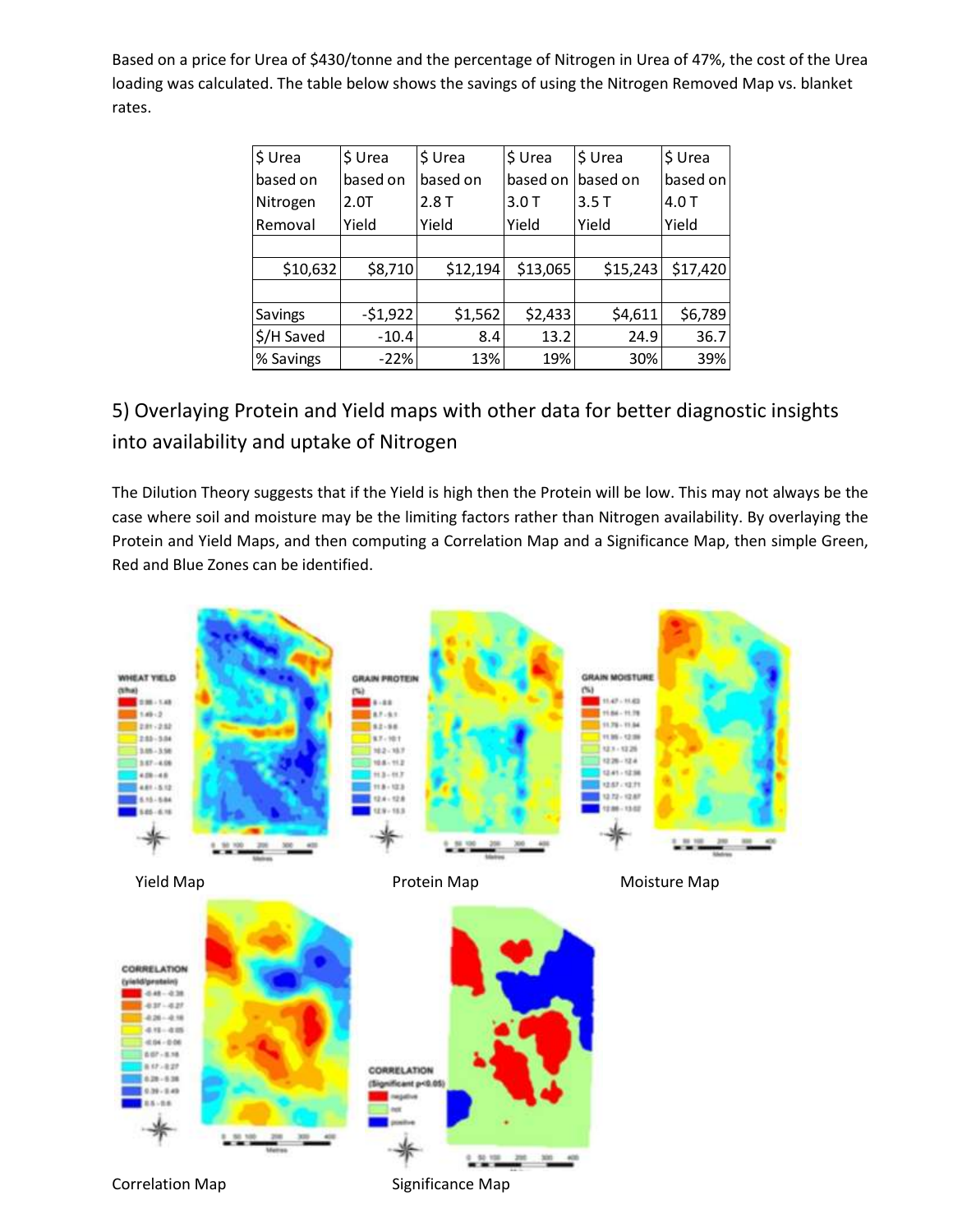Based on a price for Urea of $430/tonne and the percentage of Nitrogen in Urea of 47%, the cost of the Urea loading was calculated. The table below shows the savings of using the Nitrogen Removed Map vs. blanket rates.

| $ Urea based on Nitrogen Removal | $ Urea based on 2.0T Yield | $ Urea based on 2.8 T Yield | $ Urea based on 3.0 T Yield | $ Urea based on 3.5 T Yield | $ Urea based on 4.0 T Yield |
|---|---|---|---|---|---|
| | | | | | |
| $10,632 | $8,710 | $12,194 | $13,065 | $15,243 | $17,420 |
| | | | | | |
| Savings | -$1,922 | $1,562 | $2,433 | $4,611 | $6,789 |
| $/H Saved | -10.4 | 8.4 | 13.2 | 24.9 | 36.7 |
| % Savings | -22% | 13% | 19% | 30% | 39% |

## 5) Overlaying Protein and Yield maps with other data for better diagnostic insights into availability and uptake of Nitrogen

The Dilution Theory suggests that if the Yield is high then the Protein will be low. This may not always be the case where soil and moisture may be the limiting factors rather than Nitrogen availability. By overlaying the Protein and Yield Maps, and then computing a Correlation Map and a Significance Map, then simple Green, Red and Blue Zones can be identified.

Yield Map

Protein Map

Moisture Map

Correlation Map

Significance Map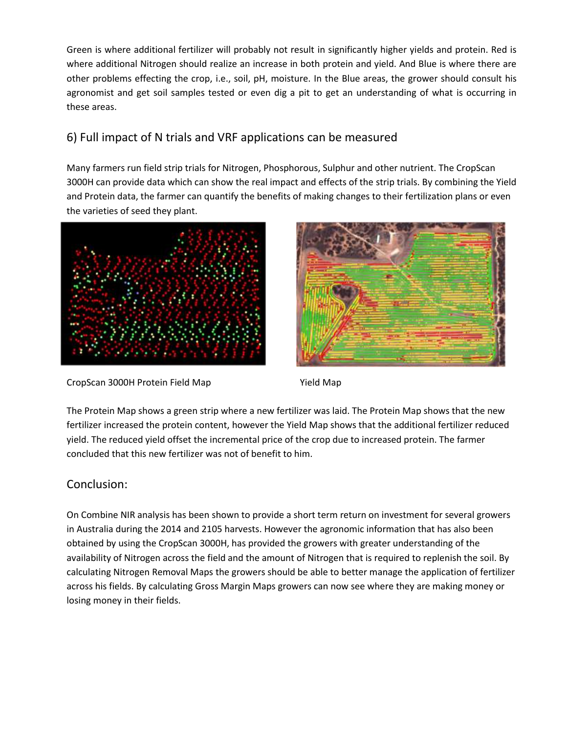Green is where additional fertilizer will probably not result in significantly higher yields and protein. Red is where additional Nitrogen should realize an increase in both protein and yield. And Blue is where there are other problems effecting the crop, i.e., soil, pH, moisture. In the Blue areas, the grower should consult his agronomist and get soil samples tested or even dig a pit to get an understanding of what is occurring in these areas.

## 6) Full impact of N trials and VRF applications can be measured

Many farmers run field strip trials for Nitrogen, Phosphorous, Sulphur and other nutrient. The CropScan 3000H can provide data which can show the real impact and effects of the strip trials. By combining the Yield and Protein data, the farmer can quantify the benefits of making changes to their fertilization plans or even the varieties of seed they plant.

CropScan 3000H Protein Field Map

Yield Map

The Protein Map shows a green strip where a new fertilizer was laid. The Protein Map shows that the new fertilizer increased the protein content, however the Yield Map shows that the additional fertilizer reduced yield. The reduced yield offset the incremental price of the crop due to increased protein. The farmer concluded that this new fertilizer was not of benefit to him.

## Conclusion:

On Combine NIR analysis has been shown to provide a short term return on investment for several growers in Australia during the 2014 and 2105 harvests. However the agronomic information that has also been obtained by using the CropScan 3000H, has provided the growers with greater understanding of the availability of Nitrogen across the field and the amount of Nitrogen that is required to replenish the soil. By calculating Nitrogen Removal Maps the growers should be able to better manage the application of fertilizer across his fields. By calculating Gross Margin Maps growers can now see where they are making money or losing money in their fields.